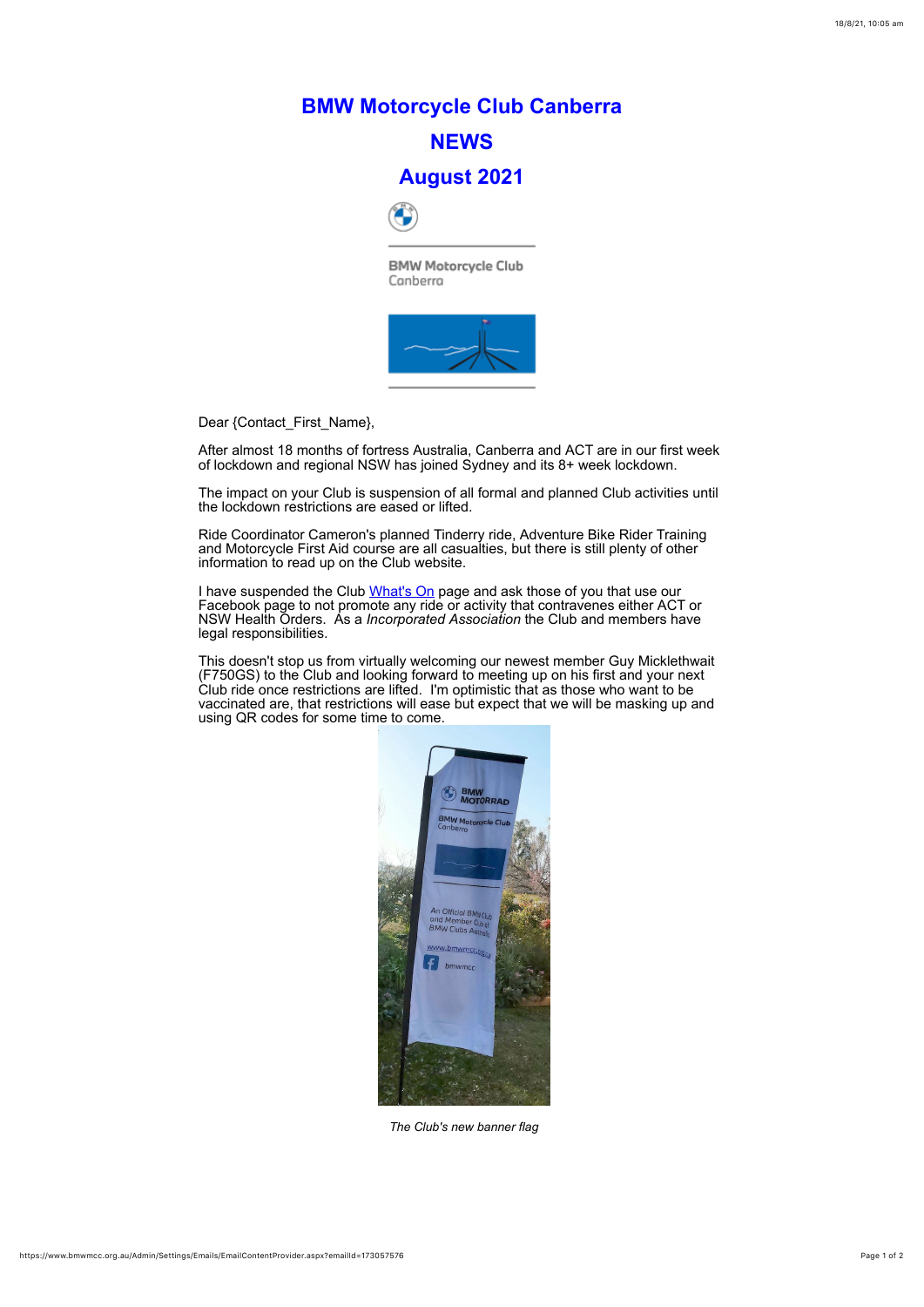# BMW Motorcycle Club Canberra

# NEWS

# August 2021

BMW Motorcycle Club
Canberra

Dear {Contact_First_Name},

After almost 18 months of fortress Australia, Canberra and ACT are in our first week of lockdown and regional NSW has joined Sydney and its 8+ week lockdown.

The impact on your Club is suspension of all formal and planned Club activities until the lockdown restrictions are eased or lifted.

Ride Coordinator Cameron's planned Tinderry ride, Adventure Bike Rider Training and Motorcycle First Aid course are all casualties, but there is still plenty of other information to read up on the Club website.

I have suspended the Club [What's On](#) page and ask those of you that use our Facebook page to not promote any ride or activity that contravenes either ACT or NSW Health Orders. As a *Incorporated Association* the Club and members have legal responsibilities.

This doesn't stop us from virtually welcoming our newest member Guy Micklethwait (F750GS) to the Club and looking forward to meeting up on his first and your next Club ride once restrictions are lifted. I'm optimistic that as those who want to be vaccinated are, that restrictions will ease but expect that we will be masking up and using QR codes for some time to come.

*The Club's new banner flag*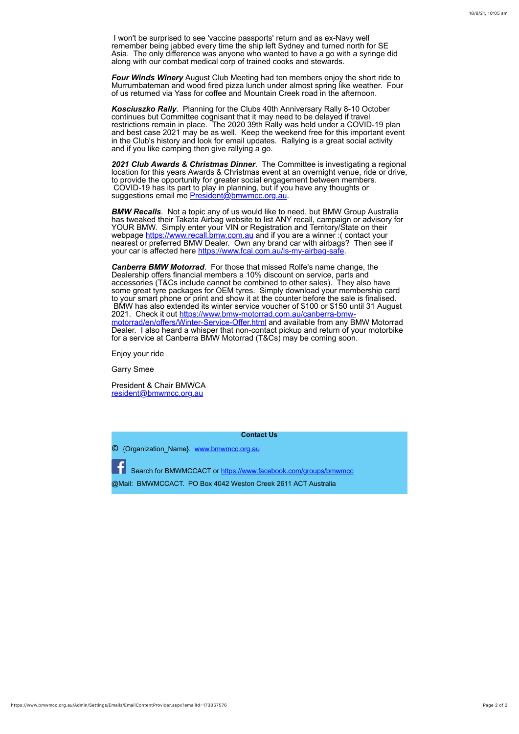I won't be surprised to see 'vaccine passports' return and as ex-Navy well remember being jabbed every time the ship left Sydney and turned north for SE Asia.  The only difference was anyone who wanted to have a go with a syringe did along with our combat medical corp of trained cooks and stewards.

***Four Winds Winery*** August Club Meeting had ten members enjoy the short ride to Murrumbateman and wood fired pizza lunch under almost spring like weather.  Four of us returned via Yass for coffee and Mountain Creek road in the afternoon.

***Kosciuszko Rally***.  Planning for the Clubs 40th Anniversary Rally 8-10 October continues but Committee cognisant that it may need to be delayed if travel restrictions remain in place.  The 2020 39th Rally was held under a COVID-19 plan and best case 2021 may be as well.  Keep the weekend free for this important event in the Club's history and look for email updates.  Rallying is a great social activity and if you like camping then give rallying a go.

***2021 Club Awards & Christmas Dinner***.  The Committee is investigating a regional location for this years Awards & Christmas event at an overnight venue, ride or drive, to provide the opportunity for greater social engagement between members.  COVID-19 has its part to play in planning, but if you have any thoughts or suggestions email me President@bmwmcc.org.au.

***BMW Recalls***.  Not a topic any of us would like to need, but BMW Group Australia has tweaked their Takata Airbag website to list ANY recall, campaign or advisory for YOUR BMW.  Simply enter your VIN or Registration and Territory/State on their webpage https://www.recall.bmw.com.au and if you are a winner :( contact your nearest or preferred BMW Dealer.  Own any brand car with airbags?  Then see if your car is affected here https://www.fcai.com.au/is-my-airbag-safe.

***Canberra BMW Motorrad***.  For those that missed Rolfe's name change, the Dealership offers financial members a 10% discount on service, parts and accessories (T&Cs include cannot be combined to other sales).  They also have some great tyre packages for OEM tyres.  Simply download your membership card to your smart phone or print and show it at the counter before the sale is finalised.  BMW has also extended its winter service voucher of $100 or $150 until 31 August 2021.  Check it out https://www.bmw-motorrad.com.au/canberra-bmw-motorrad/en/offers/Winter-Service-Offer.html and available from any BMW Motorrad Dealer.  I also heard a whisper that non-contact pickup and return of your motorbike for a service at Canberra BMW Motorrad (T&Cs) may be coming soon.

Enjoy your ride

Garry Smee

President & Chair BMWCA
resident@bmwmcc.org.au

**Contact Us**

© {Organization_Name}.  www.bmwmcc.org.au

Search for BMWMCCACT or https://www.facebook.com/groups/bmwmcc

@Mail:  BMWMCCACT.  PO Box 4042 Weston Creek 2611 ACT Australia